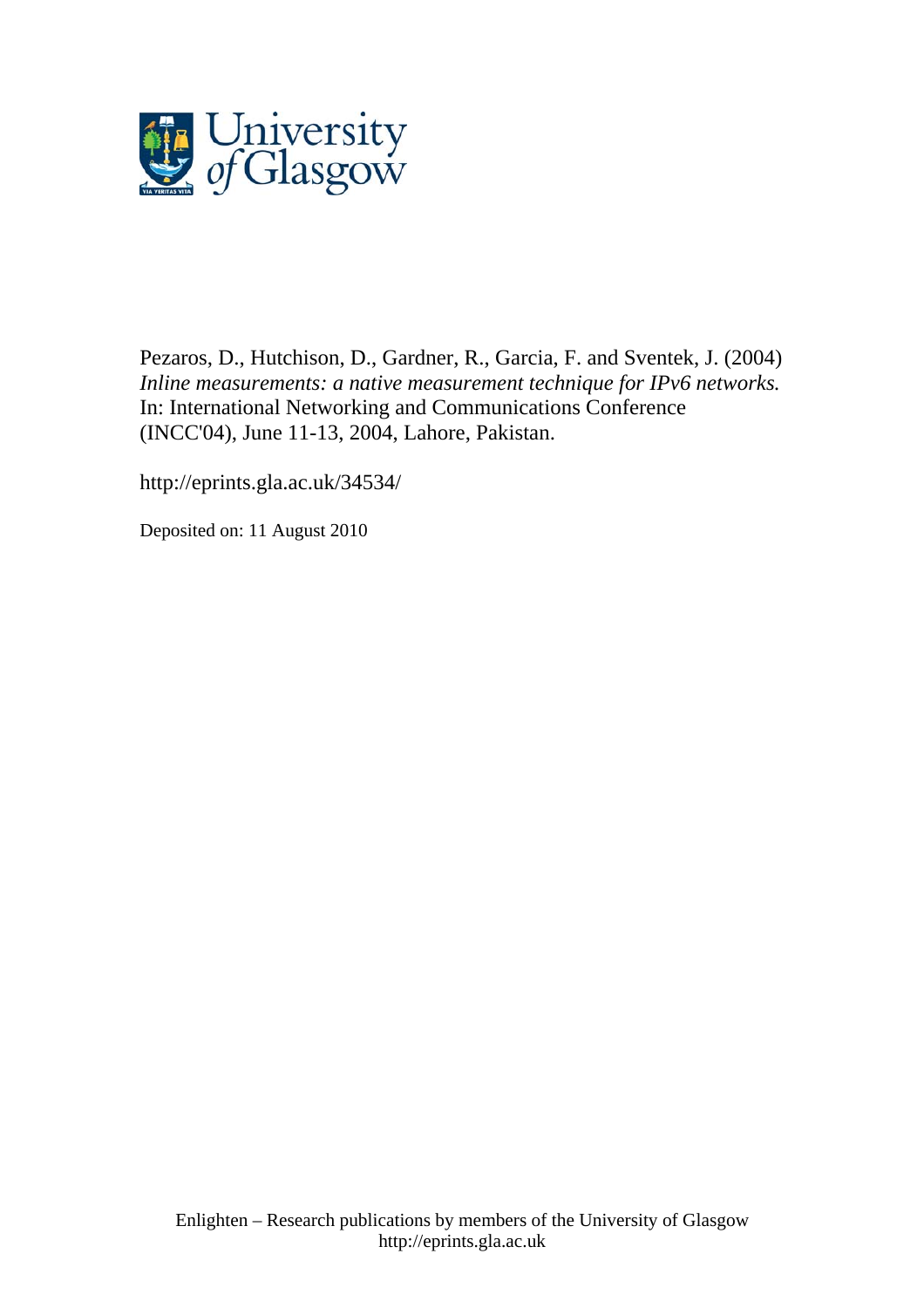Pezaros, D., Hutchison, D., Gardner, R., Garcia, F. and Sventek, J. (2004) *Inline measurements: a native measurement technique for IPv6 networks.* In: International Networking and Communications Conference (INCC'04), June 11-13, 2004, Lahore, Pakistan.

http://eprints.gla.ac.uk/34534/

Deposited on: 11 August 2010

Enlighten – Research publications by members of the University of Glasgow
http://eprints.gla.ac.uk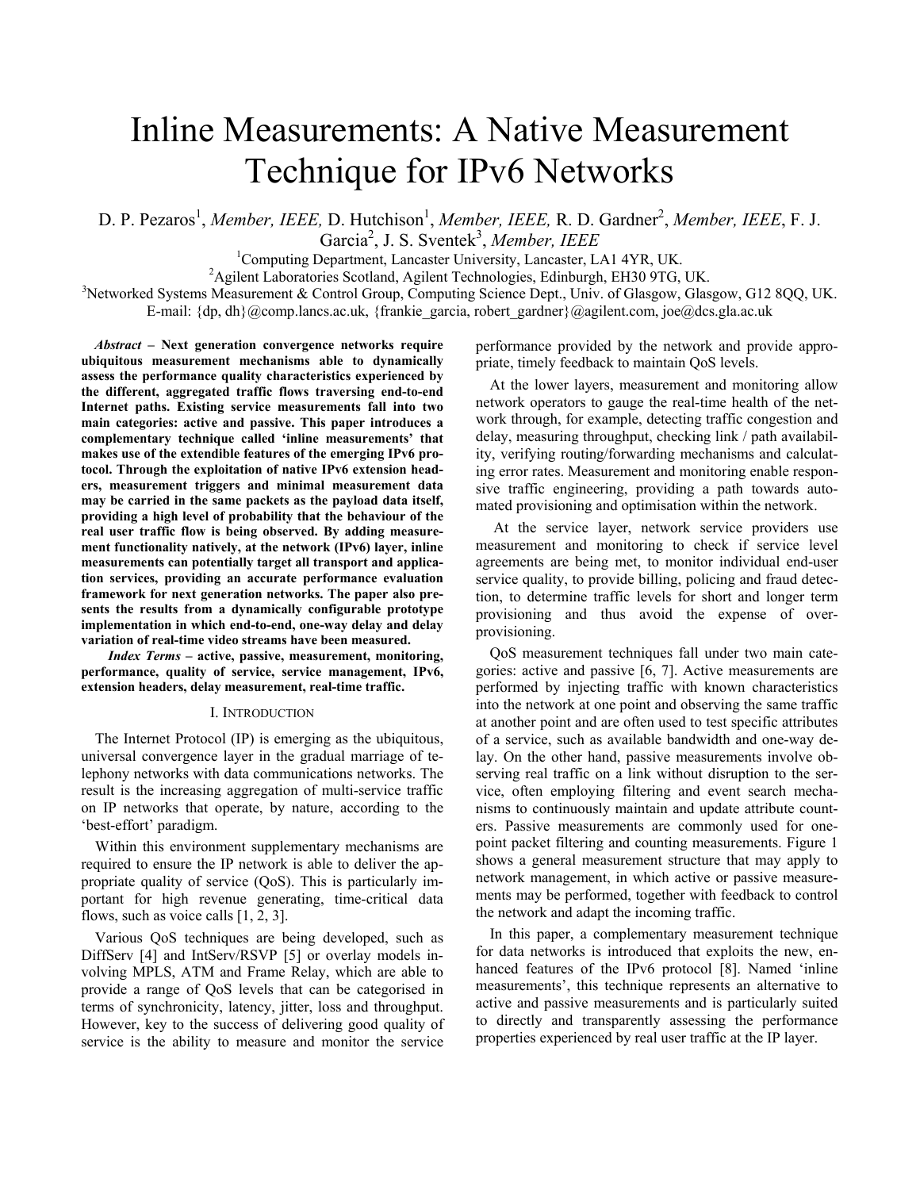# Inline Measurements: A Native Measurement Technique for IPv6 Networks

D. P. Pezaros[1], *Member, IEEE,* D. Hutchison[1], *Member, IEEE,* R. D. Gardner[2], *Member, IEEE*, F. J. Garcia[2], J. S. Sventek[3], *Member, IEEE*

[1]Computing Department, Lancaster University, Lancaster, LA1 4YR, UK.

[2]Agilent Laboratories Scotland, Agilent Technologies, Edinburgh, EH30 9TG, UK.

[3]Networked Systems Measurement & Control Group, Computing Science Dept., Univ. of Glasgow, Glasgow, G12 8QQ, UK.

E-mail: {dp, dh}@comp.lancs.ac.uk, {frankie_garcia, robert_gardner}@agilent.com, joe@dcs.gla.ac.uk

***Abstract*** **– Next generation convergence networks require ubiquitous measurement mechanisms able to dynamically assess the performance quality characteristics experienced by the different, aggregated traffic flows traversing end-to-end Internet paths. Existing service measurements fall into two main categories: active and passive. This paper introduces a complementary technique called 'inline measurements' that makes use of the extendible features of the emerging IPv6 protocol. Through the exploitation of native IPv6 extension headers, measurement triggers and minimal measurement data may be carried in the same packets as the payload data itself, providing a high level of probability that the behaviour of the real user traffic flow is being observed. By adding measurement functionality natively, at the network (IPv6) layer, inline measurements can potentially target all transport and application services, providing an accurate performance evaluation framework for next generation networks. The paper also presents the results from a dynamically configurable prototype implementation in which end-to-end, one-way delay and delay variation of real-time video streams have been measured.**

***Index Terms*** **– active, passive, measurement, monitoring, performance, quality of service, service management, IPv6, extension headers, delay measurement, real-time traffic.**

## I. Introduction

The Internet Protocol (IP) is emerging as the ubiquitous, universal convergence layer in the gradual marriage of telephony networks with data communications networks. The result is the increasing aggregation of multi-service traffic on IP networks that operate, by nature, according to the 'best-effort' paradigm.

Within this environment supplementary mechanisms are required to ensure the IP network is able to deliver the appropriate quality of service (QoS). This is particularly important for high revenue generating, time-critical data flows, such as voice calls [1, 2, 3].

Various QoS techniques are being developed, such as DiffServ [4] and IntServ/RSVP [5] or overlay models involving MPLS, ATM and Frame Relay, which are able to provide a range of QoS levels that can be categorised in terms of synchronicity, latency, jitter, loss and throughput. However, key to the success of delivering good quality of service is the ability to measure and monitor the service performance provided by the network and provide appropriate, timely feedback to maintain QoS levels.

At the lower layers, measurement and monitoring allow network operators to gauge the real-time health of the network through, for example, detecting traffic congestion and delay, measuring throughput, checking link / path availability, verifying routing/forwarding mechanisms and calculating error rates. Measurement and monitoring enable responsive traffic engineering, providing a path towards automated provisioning and optimisation within the network.

At the service layer, network service providers use measurement and monitoring to check if service level agreements are being met, to monitor individual end-user service quality, to provide billing, policing and fraud detection, to determine traffic levels for short and longer term provisioning and thus avoid the expense of over-provisioning.

QoS measurement techniques fall under two main categories: active and passive [6, 7]. Active measurements are performed by injecting traffic with known characteristics into the network at one point and observing the same traffic at another point and are often used to test specific attributes of a service, such as available bandwidth and one-way delay. On the other hand, passive measurements involve observing real traffic on a link without disruption to the service, often employing filtering and event search mechanisms to continuously maintain and update attribute counters. Passive measurements are commonly used for one-point packet filtering and counting measurements. Figure 1 shows a general measurement structure that may apply to network management, in which active or passive measurements may be performed, together with feedback to control the network and adapt the incoming traffic.

In this paper, a complementary measurement technique for data networks is introduced that exploits the new, enhanced features of the IPv6 protocol [8]. Named 'inline measurements', this technique represents an alternative to active and passive measurements and is particularly suited to directly and transparently assessing the performance properties experienced by real user traffic at the IP layer.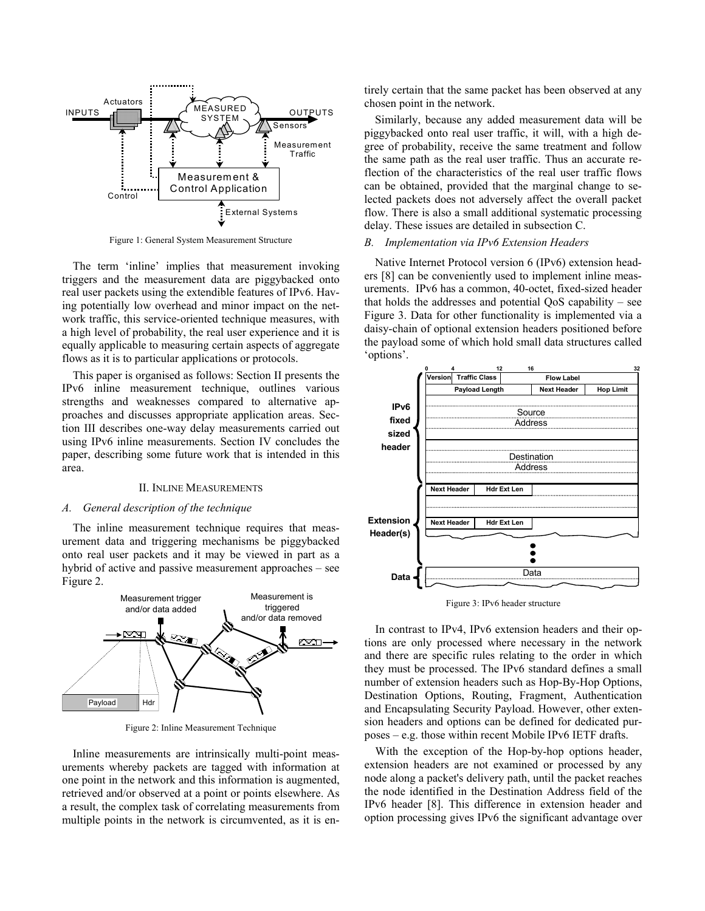Figure 1: General System Measurement Structure

The term 'inline' implies that measurement invoking triggers and the measurement data are piggybacked onto real user packets using the extendible features of IPv6. Having potentially low overhead and minor impact on the network traffic, this service-oriented technique measures, with a high level of probability, the real user experience and it is equally applicable to measuring certain aspects of aggregate flows as it is to particular applications or protocols.

This paper is organised as follows: Section II presents the IPv6 inline measurement technique, outlines various strengths and weaknesses compared to alternative approaches and discusses appropriate application areas. Section III describes one-way delay measurements carried out using IPv6 inline measurements. Section IV concludes the paper, describing some future work that is intended in this area.

## II. Inline Measurements

### *A. General description of the technique*

The inline measurement technique requires that measurement data and triggering mechanisms be piggybacked onto real user packets and it may be viewed in part as a hybrid of active and passive measurement approaches – see Figure 2.

Figure 2: Inline Measurement Technique

Inline measurements are intrinsically multi-point measurements whereby packets are tagged with information at one point in the network and this information is augmented, retrieved and/or observed at a point or points elsewhere. As a result, the complex task of correlating measurements from multiple points in the network is circumvented, as it is entirely certain that the same packet has been observed at any chosen point in the network.

Similarly, because any added measurement data will be piggybacked onto real user traffic, it will, with a high degree of probability, receive the same treatment and follow the same path as the real user traffic. Thus an accurate reflection of the characteristics of the real user traffic flows can be obtained, provided that the marginal change to selected packets does not adversely affect the overall packet flow. There is also a small additional systematic processing delay. These issues are detailed in subsection C.

### *B. Implementation via IPv6 Extension Headers*

Native Internet Protocol version 6 (IPv6) extension headers [8] can be conveniently used to implement inline measurements. IPv6 has a common, 40-octet, fixed-sized header that holds the addresses and potential QoS capability – see Figure 3. Data for other functionality is implemented via a daisy-chain of optional extension headers positioned before the payload some of which hold small data structures called 'options'.

Figure 3: IPv6 header structure

In contrast to IPv4, IPv6 extension headers and their options are only processed where necessary in the network and there are specific rules relating to the order in which they must be processed. The IPv6 standard defines a small number of extension headers such as Hop-By-Hop Options, Destination Options, Routing, Fragment, Authentication and Encapsulating Security Payload. However, other extension headers and options can be defined for dedicated purposes – e.g. those within recent Mobile IPv6 IETF drafts.

With the exception of the Hop-by-hop options header, extension headers are not examined or processed by any node along a packet's delivery path, until the packet reaches the node identified in the Destination Address field of the IPv6 header [8]. This difference in extension header and option processing gives IPv6 the significant advantage over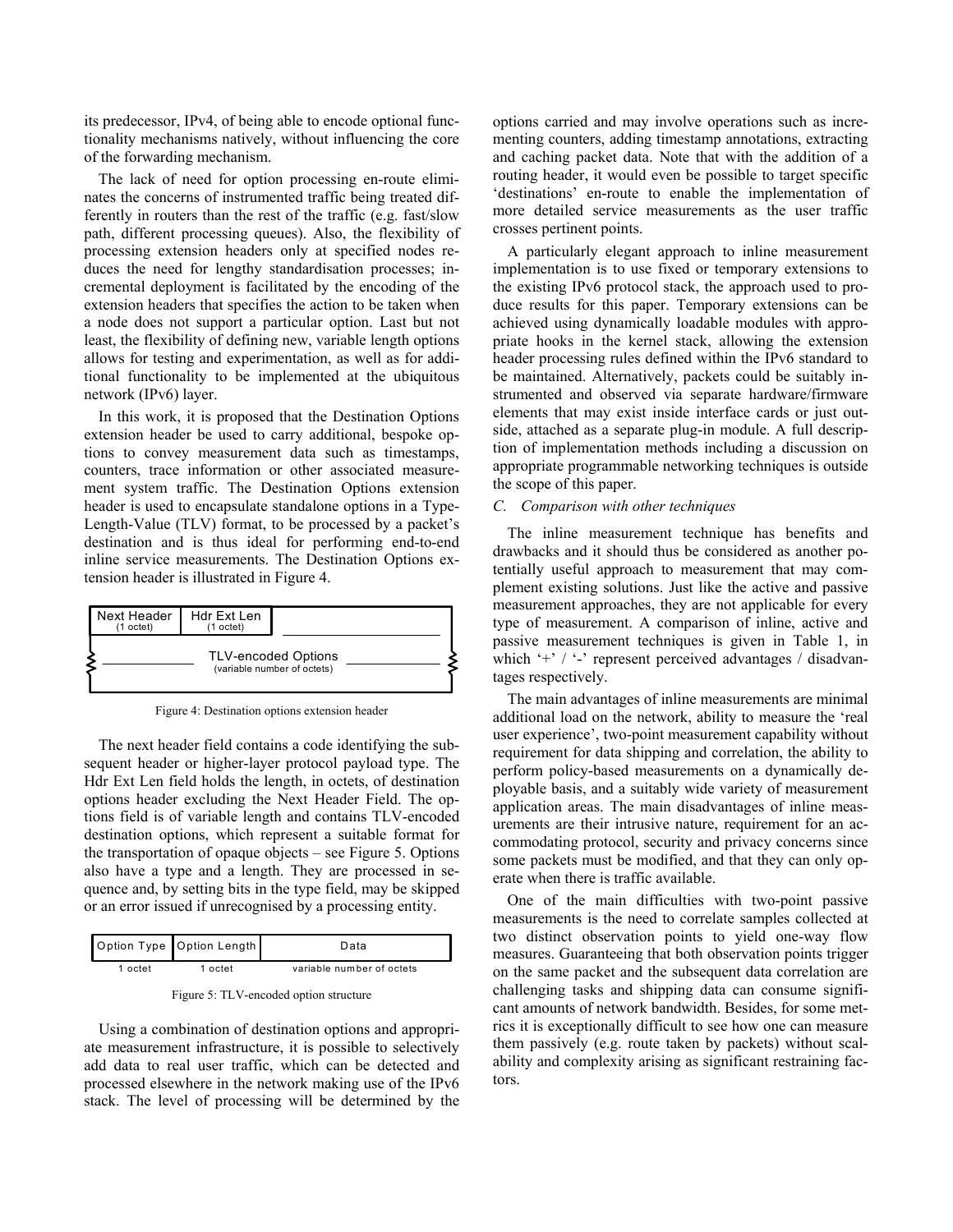its predecessor, IPv4, of being able to encode optional functionality mechanisms natively, without influencing the core of the forwarding mechanism.

The lack of need for option processing en-route eliminates the concerns of instrumented traffic being treated differently in routers than the rest of the traffic (e.g. fast/slow path, different processing queues). Also, the flexibility of processing extension headers only at specified nodes reduces the need for lengthy standardisation processes; incremental deployment is facilitated by the encoding of the extension headers that specifies the action to be taken when a node does not support a particular option. Last but not least, the flexibility of defining new, variable length options allows for testing and experimentation, as well as for additional functionality to be implemented at the ubiquitous network (IPv6) layer.

In this work, it is proposed that the Destination Options extension header be used to carry additional, bespoke options to convey measurement data such as timestamps, counters, trace information or other associated measurement system traffic. The Destination Options extension header is used to encapsulate standalone options in a Type-Length-Value (TLV) format, to be processed by a packet's destination and is thus ideal for performing end-to-end inline service measurements. The Destination Options extension header is illustrated in Figure 4.

Next Header (1 octet)
Hdr Ext Len (1 octet)
TLV-encoded Options (variable number of octets)

Figure 4: Destination options extension header

The next header field contains a code identifying the subsequent header or higher-layer protocol payload type. The Hdr Ext Len field holds the length, in octets, of destination options header excluding the Next Header Field. The options field is of variable length and contains TLV-encoded destination options, which represent a suitable format for the transportation of opaque objects – see Figure 5. Options also have a type and a length. They are processed in sequence and, by setting bits in the type field, may be skipped or an error issued if unrecognised by a processing entity.

Option Type
Option Length
Data
1 octet
1 octet
variable number of octets

Figure 5: TLV-encoded option structure

Using a combination of destination options and appropriate measurement infrastructure, it is possible to selectively add data to real user traffic, which can be detected and processed elsewhere in the network making use of the IPv6 stack. The level of processing will be determined by the options carried and may involve operations such as incrementing counters, adding timestamp annotations, extracting and caching packet data. Note that with the addition of a routing header, it would even be possible to target specific 'destinations' en-route to enable the implementation of more detailed service measurements as the user traffic crosses pertinent points.

A particularly elegant approach to inline measurement implementation is to use fixed or temporary extensions to the existing IPv6 protocol stack, the approach used to produce results for this paper. Temporary extensions can be achieved using dynamically loadable modules with appropriate hooks in the kernel stack, allowing the extension header processing rules defined within the IPv6 standard to be maintained. Alternatively, packets could be suitably instrumented and observed via separate hardware/firmware elements that may exist inside interface cards or just outside, attached as a separate plug-in module. A full description of implementation methods including a discussion on appropriate programmable networking techniques is outside the scope of this paper.

### *C. Comparison with other techniques*

The inline measurement technique has benefits and drawbacks and it should thus be considered as another potentially useful approach to measurement that may complement existing solutions. Just like the active and passive measurement approaches, they are not applicable for every type of measurement. A comparison of inline, active and passive measurement techniques is given in Table 1, in which '+' / '-' represent perceived advantages / disadvantages respectively.

The main advantages of inline measurements are minimal additional load on the network, ability to measure the 'real user experience', two-point measurement capability without requirement for data shipping and correlation, the ability to perform policy-based measurements on a dynamically deployable basis, and a suitably wide variety of measurement application areas. The main disadvantages of inline measurements are their intrusive nature, requirement for an accommodating protocol, security and privacy concerns since some packets must be modified, and that they can only operate when there is traffic available.

One of the main difficulties with two-point passive measurements is the need to correlate samples collected at two distinct observation points to yield one-way flow measures. Guaranteeing that both observation points trigger on the same packet and the subsequent data correlation are challenging tasks and shipping data can consume significant amounts of network bandwidth. Besides, for some metrics it is exceptionally difficult to see how one can measure them passively (e.g. route taken by packets) without scalability and complexity arising as significant restraining factors.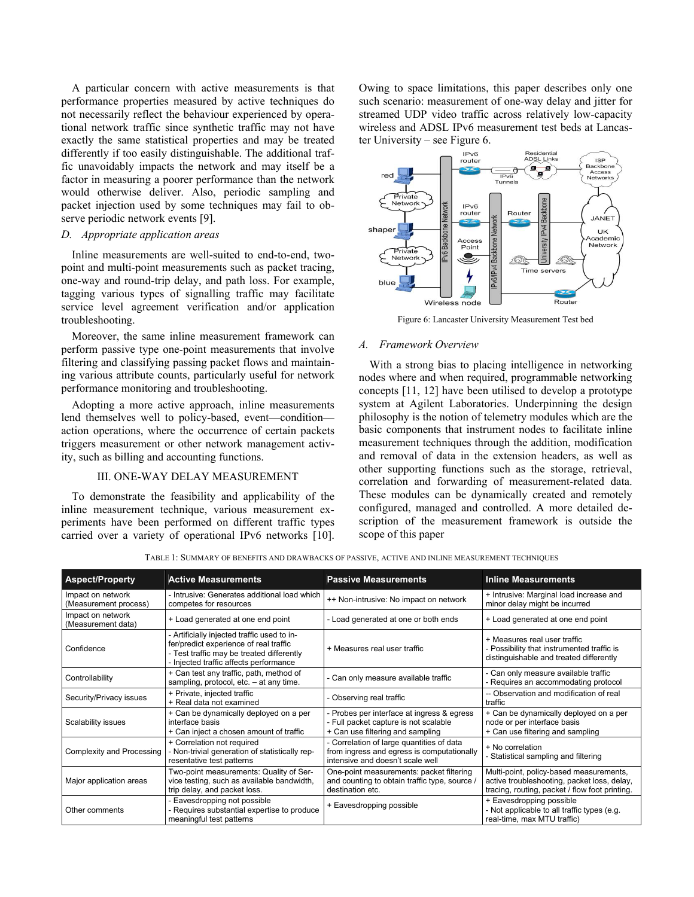A particular concern with active measurements is that performance properties measured by active techniques do not necessarily reflect the behaviour experienced by operational network traffic since synthetic traffic may not have exactly the same statistical properties and may be treated differently if too easily distinguishable. The additional traffic unavoidably impacts the network and may itself be a factor in measuring a poorer performance than the network would otherwise deliver. Also, periodic sampling and packet injection used by some techniques may fail to observe periodic network events [9].

### D. Appropriate application areas

Inline measurements are well-suited to end-to-end, two-point and multi-point measurements such as packet tracing, one-way and round-trip delay, and path loss. For example, tagging various types of signalling traffic may facilitate service level agreement verification and/or application troubleshooting.

Moreover, the same inline measurement framework can perform passive type one-point measurements that involve filtering and classifying passing packet flows and maintaining various attribute counts, particularly useful for network performance monitoring and troubleshooting.

Adopting a more active approach, inline measurements lend themselves well to policy-based, event—condition—action operations, where the occurrence of certain packets triggers measurement or other network management activity, such as billing and accounting functions.

## III. ONE-WAY DELAY MEASUREMENT

To demonstrate the feasibility and applicability of the inline measurement technique, various measurement experiments have been performed on different traffic types carried over a variety of operational IPv6 networks [10]. Owing to space limitations, this paper describes only one such scenario: measurement of one-way delay and jitter for streamed UDP video traffic across relatively low-capacity wireless and ADSL IPv6 measurement test beds at Lancaster University – see Figure 6.

Figure 6: Lancaster University Measurement Test bed

### A. Framework Overview

With a strong bias to placing intelligence in networking nodes where and when required, programmable networking concepts [11, 12] have been utilised to develop a prototype system at Agilent Laboratories. Underpinning the design philosophy is the notion of telemetry modules which are the basic components that instrument nodes to facilitate inline measurement techniques through the addition, modification and removal of data in the extension headers, as well as other supporting functions such as the storage, retrieval, correlation and forwarding of measurement-related data. These modules can be dynamically created and remotely configured, managed and controlled. A more detailed description of the measurement framework is outside the scope of this paper

TABLE 1: SUMMARY OF BENEFITS AND DRAWBACKS OF PASSIVE, ACTIVE AND INLINE MEASUREMENT TECHNIQUES

| Aspect/Property | Active Measurements | Passive Measurements | Inline Measurements |
| --- | --- | --- | --- |
| Impact on network (Measurement process) | - Intrusive: Generates additional load which competes for resources | ++ Non-intrusive: No impact on network | + Intrusive: Marginal load increase and minor delay might be incurred |
| Impact on network (Measurement data) | + Load generated at one end point | - Load generated at one or both ends | + Load generated at one end point |
| Confidence | - Artificially injected traffic used to infer/predict experience of real traffic<br>- Test traffic may be treated differently<br>- Injected traffic affects performance | + Measures real user traffic | + Measures real user traffic<br>- Possibility that instrumented traffic is distinguishable and treated differently |
| Controllability | + Can test any traffic, path, method of sampling, protocol, etc. – at any time. | - Can only measure available traffic | - Can only measure available traffic<br>- Requires an accommodating protocol |
| Security/Privacy issues | + Private, injected traffic<br>+ Real data not examined | - Observing real traffic | -- Observation and modification of real traffic |
| Scalability issues | + Can be dynamically deployed on a per interface basis<br>+ Can inject a chosen amount of traffic | - Probes per interface at ingress & egress<br>- Full packet capture is not scalable<br>+ Can use filtering and sampling | + Can be dynamically deployed on a per node or per interface basis<br>+ Can use filtering and sampling |
| Complexity and Processing | + Correlation not required<br>- Non-trivial generation of statistically representative test patterns | - Correlation of large quantities of data from ingress and egress is computationally intensive and doesn't scale well | + No correlation<br>- Statistical sampling and filtering |
| Major application areas | Two-point measurements: Quality of Service testing, such as available bandwidth, trip delay, and packet loss. | One-point measurements: packet filtering and counting to obtain traffic type, source / destination etc. | Multi-point, policy-based measurements, active troubleshooting, packet loss, delay, tracing, routing, packet / flow foot printing. |
| Other comments | - Eavesdropping not possible<br>- Requires substantial expertise to produce meaningful test patterns | + Eavesdropping possible | + Eavesdropping possible<br>- Not applicable to all traffic types (e.g. real-time, max MTU traffic) |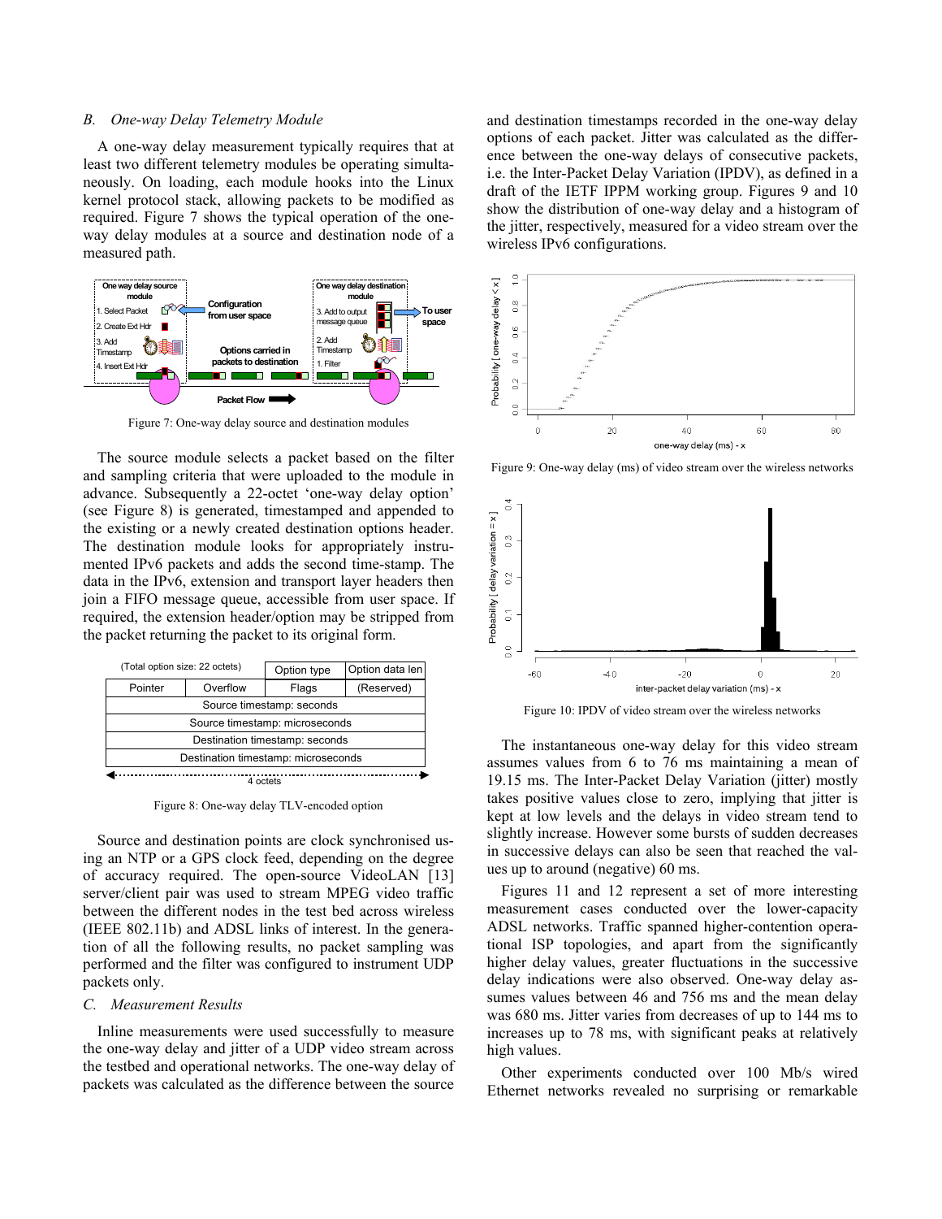### B. One-way Delay Telemetry Module

A one-way delay measurement typically requires that at least two different telemetry modules be operating simultaneously. On loading, each module hooks into the Linux kernel protocol stack, allowing packets to be modified as required. Figure 7 shows the typical operation of the one-way delay modules at a source and destination node of a measured path.

Figure 7: One-way delay source and destination modules

The source module selects a packet based on the filter and sampling criteria that were uploaded to the module in advance. Subsequently a 22-octet 'one-way delay option' (see Figure 8) is generated, timestamped and appended to the existing or a newly created destination options header. The destination module looks for appropriately instrumented IPv6 packets and adds the second time-stamp. The data in the IPv6, extension and transport layer headers then join a FIFO message queue, accessible from user space. If required, the extension header/option may be stripped from the packet returning the packet to its original form.

| (Total option size: 22 octets) | | Option type | Option data len |
|---|---|---|---|
| Pointer | Overflow | Flags | (Reserved) |
| Source timestamp: seconds | | | |
| Source timestamp: microseconds | | | |
| Destination timestamp: seconds | | | |
| Destination timestamp: microseconds | | | |
| 4 octets | | | |

Figure 8: One-way delay TLV-encoded option

Source and destination points are clock synchronised using an NTP or a GPS clock feed, depending on the degree of accuracy required. The open-source VideoLAN [13] server/client pair was used to stream MPEG video traffic between the different nodes in the test bed across wireless (IEEE 802.11b) and ADSL links of interest. In the generation of all the following results, no packet sampling was performed and the filter was configured to instrument UDP packets only.

### C. Measurement Results

Inline measurements were used successfully to measure the one-way delay and jitter of a UDP video stream across the testbed and operational networks. The one-way delay of packets was calculated as the difference between the source and destination timestamps recorded in the one-way delay options of each packet. Jitter was calculated as the difference between the one-way delays of consecutive packets, i.e. the Inter-Packet Delay Variation (IPDV), as defined in a draft of the IETF IPPM working group. Figures 9 and 10 show the distribution of one-way delay and a histogram of the jitter, respectively, measured for a video stream over the wireless IPv6 configurations.

Figure 9: One-way delay (ms) of video stream over the wireless networks

Figure 10: IPDV of video stream over the wireless networks

The instantaneous one-way delay for this video stream assumes values from 6 to 76 ms maintaining a mean of 19.15 ms. The Inter-Packet Delay Variation (jitter) mostly takes positive values close to zero, implying that jitter is kept at low levels and the delays in video stream tend to slightly increase. However some bursts of sudden decreases in successive delays can also be seen that reached the values up to around (negative) 60 ms.

Figures 11 and 12 represent a set of more interesting measurement cases conducted over the lower-capacity ADSL networks. Traffic spanned higher-contention operational ISP topologies, and apart from the significantly higher delay values, greater fluctuations in the successive delay indications were also observed. One-way delay assumes values between 46 and 756 ms and the mean delay was 680 ms. Jitter varies from decreases of up to 144 ms to increases up to 78 ms, with significant peaks at relatively high values.

Other experiments conducted over 100 Mb/s wired Ethernet networks revealed no surprising or remarkable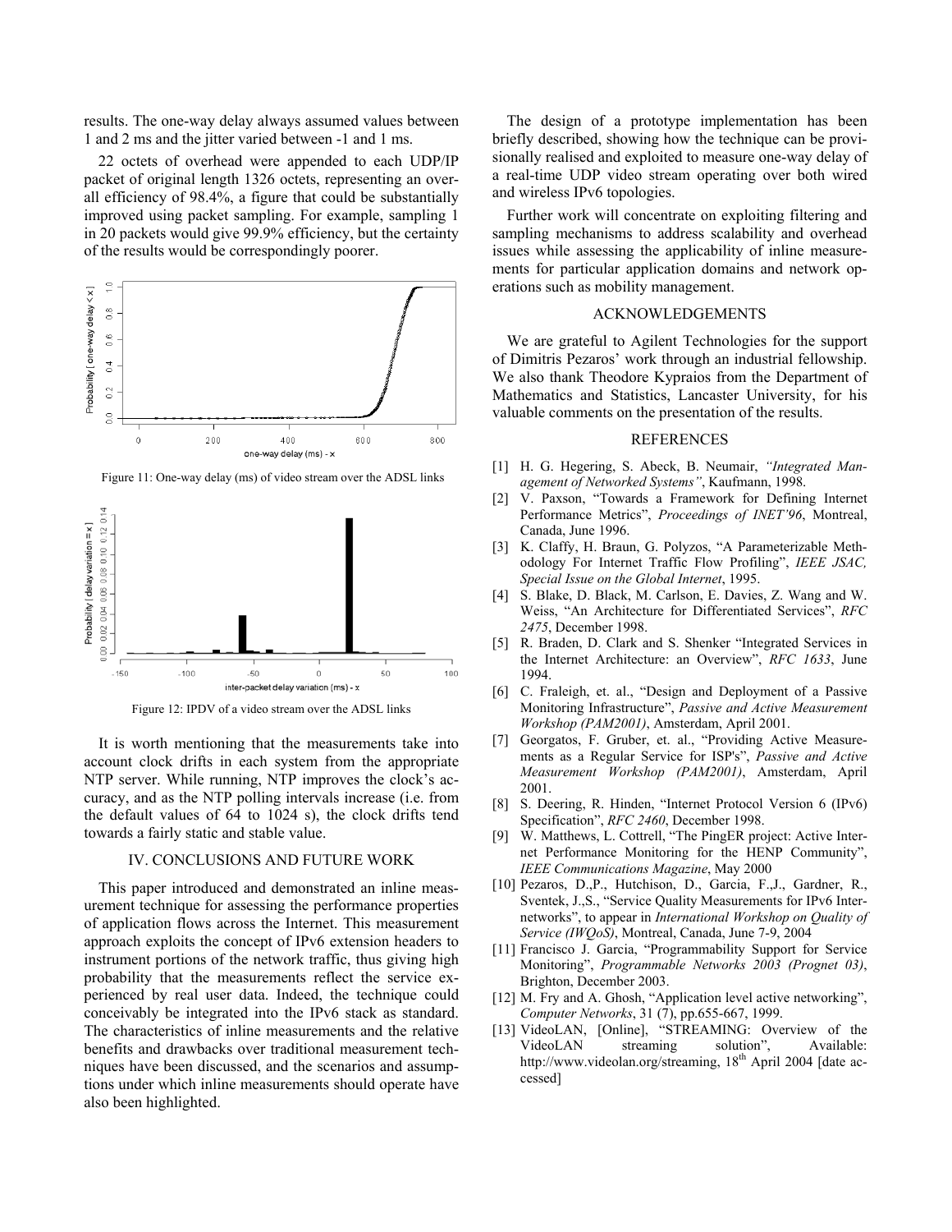results. The one-way delay always assumed values between 1 and 2 ms and the jitter varied between -1 and 1 ms.

22 octets of overhead were appended to each UDP/IP packet of original length 1326 octets, representing an overall efficiency of 98.4%, a figure that could be substantially improved using packet sampling. For example, sampling 1 in 20 packets would give 99.9% efficiency, but the certainty of the results would be correspondingly poorer.

Probability [ one-way delay < x ]
1.0
0.8
0.6
0.4
0.2
0.0
0
200
400
600
800
one-way delay (ms) - x

Figure 11: One-way delay (ms) of video stream over the ADSL links

Probability [ delay variation = x ]
0.00 0.02 0.04 0.06 0.08 0.10 0.12 0.14
-150
-100
-50
0
50
100
inter-packet delay variation (ms) - x

Figure 12: IPDV of a video stream over the ADSL links

It is worth mentioning that the measurements take into account clock drifts in each system from the appropriate NTP server. While running, NTP improves the clock's accuracy, and as the NTP polling intervals increase (i.e. from the default values of 64 to 1024 s), the clock drifts tend towards a fairly static and stable value.

## IV. CONCLUSIONS AND FUTURE WORK

This paper introduced and demonstrated an inline measurement technique for assessing the performance properties of application flows across the Internet. This measurement approach exploits the concept of IPv6 extension headers to instrument portions of the network traffic, thus giving high probability that the measurements reflect the service experienced by real user data. Indeed, the technique could conceivably be integrated into the IPv6 stack as standard. The characteristics of inline measurements and the relative benefits and drawbacks over traditional measurement techniques have been discussed, and the scenarios and assumptions under which inline measurements should operate have also been highlighted.

The design of a prototype implementation has been briefly described, showing how the technique can be provisionally realised and exploited to measure one-way delay of a real-time UDP video stream operating over both wired and wireless IPv6 topologies.

Further work will concentrate on exploiting filtering and sampling mechanisms to address scalability and overhead issues while assessing the applicability of inline measurements for particular application domains and network operations such as mobility management.

## ACKNOWLEDGEMENTS

We are grateful to Agilent Technologies for the support of Dimitris Pezaros' work through an industrial fellowship. We also thank Theodore Kypraios from the Department of Mathematics and Statistics, Lancaster University, for his valuable comments on the presentation of the results.

## REFERENCES

[1] H. G. Hegering, S. Abeck, B. Neumair, *"Integrated Management of Networked Systems"*, Kaufmann, 1998.

[2] V. Paxson, "Towards a Framework for Defining Internet Performance Metrics", *Proceedings of INET'96*, Montreal, Canada, June 1996.

[3] K. Claffy, H. Braun, G. Polyzos, "A Parameterizable Methodology For Internet Traffic Flow Profiling", *IEEE JSAC, Special Issue on the Global Internet*, 1995.

[4] S. Blake, D. Black, M. Carlson, E. Davies, Z. Wang and W. Weiss, "An Architecture for Differentiated Services", *RFC 2475*, December 1998.

[5] R. Braden, D. Clark and S. Shenker "Integrated Services in the Internet Architecture: an Overview", *RFC 1633*, June 1994.

[6] C. Fraleigh, et. al., "Design and Deployment of a Passive Monitoring Infrastructure", *Passive and Active Measurement Workshop (PAM2001)*, Amsterdam, April 2001.

[7] Georgatos, F. Gruber, et. al., "Providing Active Measurements as a Regular Service for ISP's", *Passive and Active Measurement Workshop (PAM2001)*, Amsterdam, April 2001.

[8] S. Deering, R. Hinden, "Internet Protocol Version 6 (IPv6) Specification", *RFC 2460*, December 1998.

[9] W. Matthews, L. Cottrell, "The PingER project: Active Internet Performance Monitoring for the HENP Community", *IEEE Communications Magazine*, May 2000

[10] Pezaros, D.,P., Hutchison, D., Garcia, F.,J., Gardner, R., Sventek, J.,S., "Service Quality Measurements for IPv6 Internetworks", to appear in *International Workshop on Quality of Service (IWQoS)*, Montreal, Canada, June 7-9, 2004

[11] Francisco J. Garcia, "Programmability Support for Service Monitoring", *Programmable Networks 2003 (Prognet 03)*, Brighton, December 2003.

[12] M. Fry and A. Ghosh, "Application level active networking", *Computer Networks*, 31 (7), pp.655-667, 1999.

[13] VideoLAN, [Online], "STREAMING: Overview of the VideoLAN streaming solution", Available: http://www.videolan.org/streaming, 18th April 2004 [date accessed]